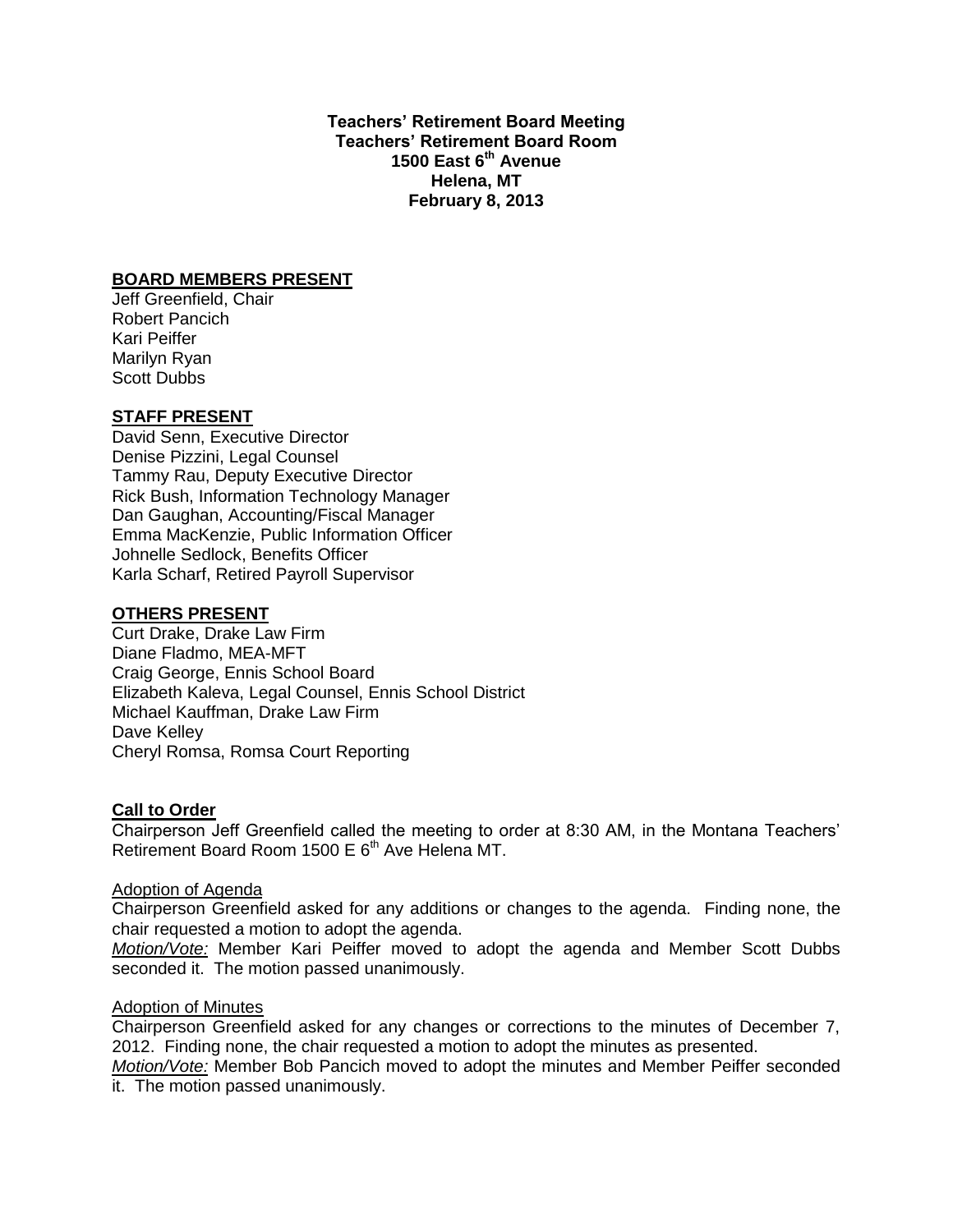**Teachers' Retirement Board Meeting**
**Teachers' Retirement Board Room**
**1500 East 6th Avenue**
**Helena, MT**
**February 8, 2013**

## BOARD MEMBERS PRESENT

Jeff Greenfield, Chair
Robert Pancich
Kari Peiffer
Marilyn Ryan
Scott Dubbs

## STAFF PRESENT

David Senn, Executive Director
Denise Pizzini, Legal Counsel
Tammy Rau, Deputy Executive Director
Rick Bush, Information Technology Manager
Dan Gaughan, Accounting/Fiscal Manager
Emma MacKenzie, Public Information Officer
Johnelle Sedlock, Benefits Officer
Karla Scharf, Retired Payroll Supervisor

## OTHERS PRESENT

Curt Drake, Drake Law Firm
Diane Fladmo, MEA-MFT
Craig George, Ennis School Board
Elizabeth Kaleva, Legal Counsel, Ennis School District
Michael Kauffman, Drake Law Firm
Dave Kelley
Cheryl Romsa, Romsa Court Reporting

## Call to Order

Chairperson Jeff Greenfield called the meeting to order at 8:30 AM, in the Montana Teachers' Retirement Board Room 1500 E 6th Ave Helena MT.

### Adoption of Agenda

Chairperson Greenfield asked for any additions or changes to the agenda. Finding none, the chair requested a motion to adopt the agenda.

*Motion/Vote:* Member Kari Peiffer moved to adopt the agenda and Member Scott Dubbs seconded it. The motion passed unanimously.

### Adoption of Minutes

Chairperson Greenfield asked for any changes or corrections to the minutes of December 7, 2012. Finding none, the chair requested a motion to adopt the minutes as presented.

*Motion/Vote:* Member Bob Pancich moved to adopt the minutes and Member Peiffer seconded it. The motion passed unanimously.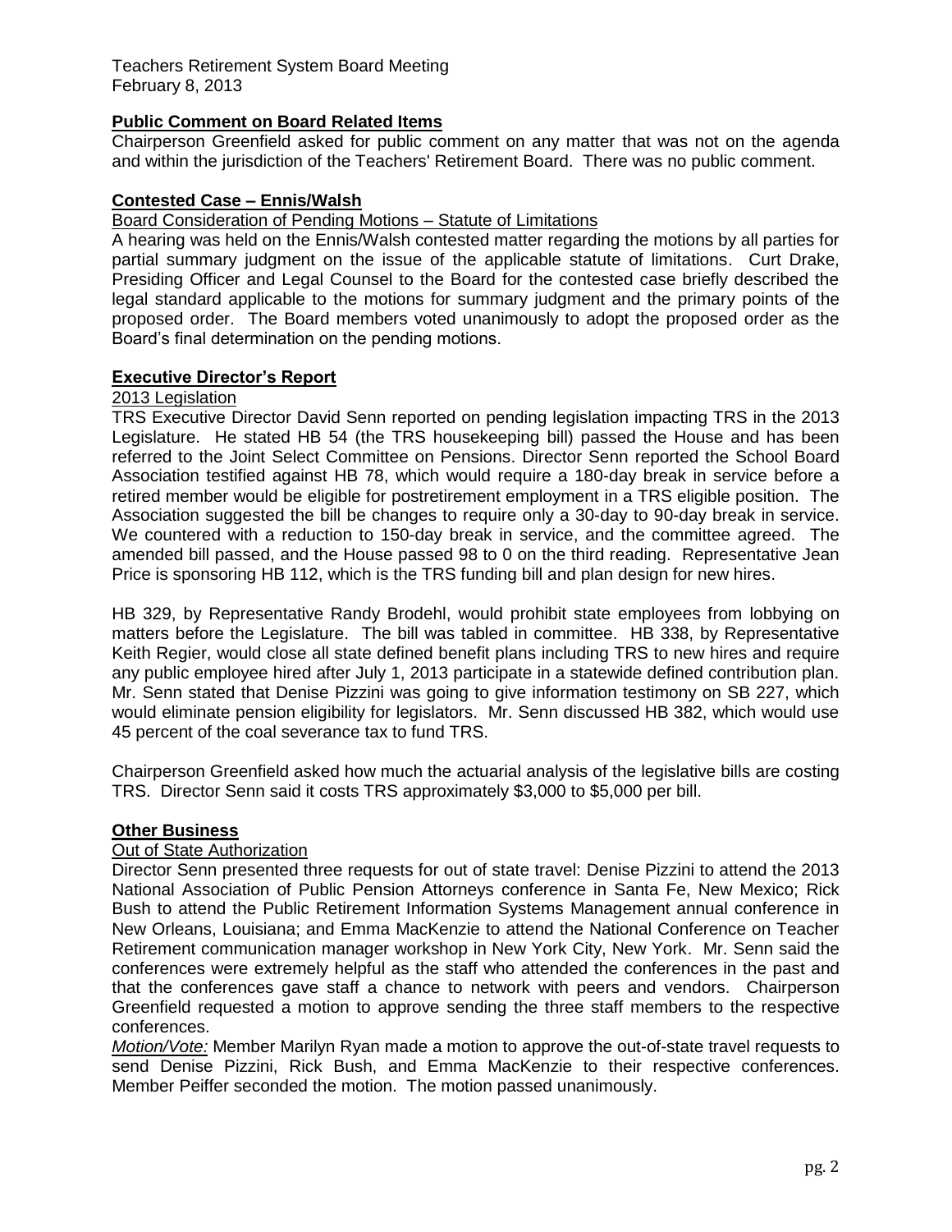## Public Comment on Board Related Items

Chairperson Greenfield asked for public comment on any matter that was not on the agenda and within the jurisdiction of the Teachers' Retirement Board. There was no public comment.

## Contested Case – Ennis/Walsh

Board Consideration of Pending Motions – Statute of Limitations

A hearing was held on the Ennis/Walsh contested matter regarding the motions by all parties for partial summary judgment on the issue of the applicable statute of limitations. Curt Drake, Presiding Officer and Legal Counsel to the Board for the contested case briefly described the legal standard applicable to the motions for summary judgment and the primary points of the proposed order. The Board members voted unanimously to adopt the proposed order as the Board's final determination on the pending motions.

## Executive Director's Report

2013 Legislation

TRS Executive Director David Senn reported on pending legislation impacting TRS in the 2013 Legislature. He stated HB 54 (the TRS housekeeping bill) passed the House and has been referred to the Joint Select Committee on Pensions. Director Senn reported the School Board Association testified against HB 78, which would require a 180-day break in service before a retired member would be eligible for postretirement employment in a TRS eligible position. The Association suggested the bill be changes to require only a 30-day to 90-day break in service. We countered with a reduction to 150-day break in service, and the committee agreed. The amended bill passed, and the House passed 98 to 0 on the third reading. Representative Jean Price is sponsoring HB 112, which is the TRS funding bill and plan design for new hires.

HB 329, by Representative Randy Brodehl, would prohibit state employees from lobbying on matters before the Legislature. The bill was tabled in committee. HB 338, by Representative Keith Regier, would close all state defined benefit plans including TRS to new hires and require any public employee hired after July 1, 2013 participate in a statewide defined contribution plan. Mr. Senn stated that Denise Pizzini was going to give information testimony on SB 227, which would eliminate pension eligibility for legislators. Mr. Senn discussed HB 382, which would use 45 percent of the coal severance tax to fund TRS.

Chairperson Greenfield asked how much the actuarial analysis of the legislative bills are costing TRS. Director Senn said it costs TRS approximately $3,000 to $5,000 per bill.

## Other Business

Out of State Authorization

Director Senn presented three requests for out of state travel: Denise Pizzini to attend the 2013 National Association of Public Pension Attorneys conference in Santa Fe, New Mexico; Rick Bush to attend the Public Retirement Information Systems Management annual conference in New Orleans, Louisiana; and Emma MacKenzie to attend the National Conference on Teacher Retirement communication manager workshop in New York City, New York. Mr. Senn said the conferences were extremely helpful as the staff who attended the conferences in the past and that the conferences gave staff a chance to network with peers and vendors. Chairperson Greenfield requested a motion to approve sending the three staff members to the respective conferences.

*Motion/Vote:* Member Marilyn Ryan made a motion to approve the out-of-state travel requests to send Denise Pizzini, Rick Bush, and Emma MacKenzie to their respective conferences. Member Peiffer seconded the motion. The motion passed unanimously.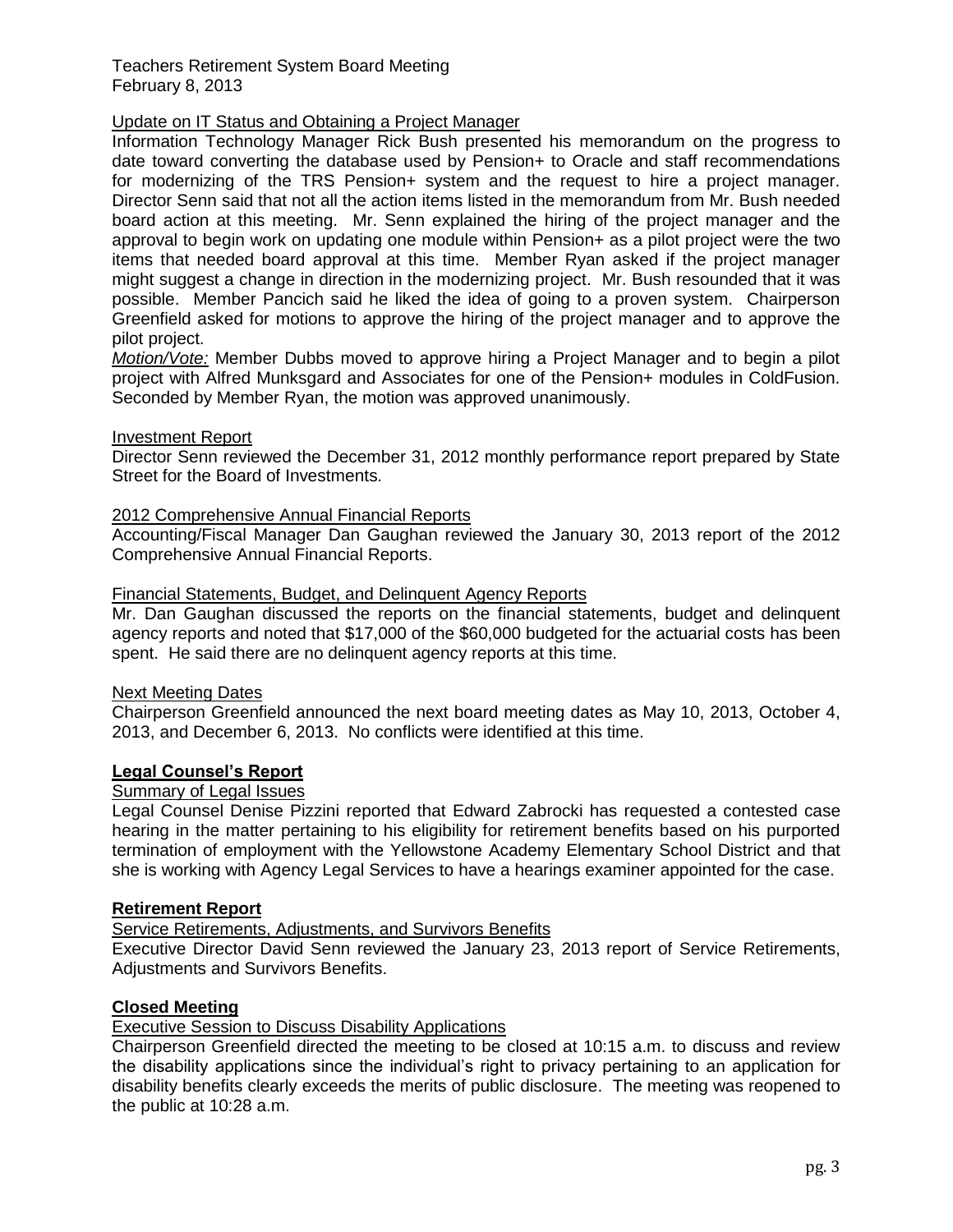Teachers Retirement System Board Meeting
February 8, 2013

Update on IT Status and Obtaining a Project Manager

Information Technology Manager Rick Bush presented his memorandum on the progress to date toward converting the database used by Pension+ to Oracle and staff recommendations for modernizing of the TRS Pension+ system and the request to hire a project manager. Director Senn said that not all the action items listed in the memorandum from Mr. Bush needed board action at this meeting. Mr. Senn explained the hiring of the project manager and the approval to begin work on updating one module within Pension+ as a pilot project were the two items that needed board approval at this time. Member Ryan asked if the project manager might suggest a change in direction in the modernizing project. Mr. Bush resounded that it was possible. Member Pancich said he liked the idea of going to a proven system. Chairperson Greenfield asked for motions to approve the hiring of the project manager and to approve the pilot project.

*Motion/Vote:* Member Dubbs moved to approve hiring a Project Manager and to begin a pilot project with Alfred Munksgard and Associates for one of the Pension+ modules in ColdFusion. Seconded by Member Ryan, the motion was approved unanimously.

Investment Report

Director Senn reviewed the December 31, 2012 monthly performance report prepared by State Street for the Board of Investments.

2012 Comprehensive Annual Financial Reports

Accounting/Fiscal Manager Dan Gaughan reviewed the January 30, 2013 report of the 2012 Comprehensive Annual Financial Reports.

Financial Statements, Budget, and Delinquent Agency Reports

Mr. Dan Gaughan discussed the reports on the financial statements, budget and delinquent agency reports and noted that $17,000 of the $60,000 budgeted for the actuarial costs has been spent. He said there are no delinquent agency reports at this time.

Next Meeting Dates

Chairperson Greenfield announced the next board meeting dates as May 10, 2013, October 4, 2013, and December 6, 2013. No conflicts were identified at this time.

## Legal Counsel's Report

Summary of Legal Issues

Legal Counsel Denise Pizzini reported that Edward Zabrocki has requested a contested case hearing in the matter pertaining to his eligibility for retirement benefits based on his purported termination of employment with the Yellowstone Academy Elementary School District and that she is working with Agency Legal Services to have a hearings examiner appointed for the case.

## Retirement Report

Service Retirements, Adjustments, and Survivors Benefits

Executive Director David Senn reviewed the January 23, 2013 report of Service Retirements, Adjustments and Survivors Benefits.

## Closed Meeting

Executive Session to Discuss Disability Applications

Chairperson Greenfield directed the meeting to be closed at 10:15 a.m. to discuss and review the disability applications since the individual's right to privacy pertaining to an application for disability benefits clearly exceeds the merits of public disclosure. The meeting was reopened to the public at 10:28 a.m.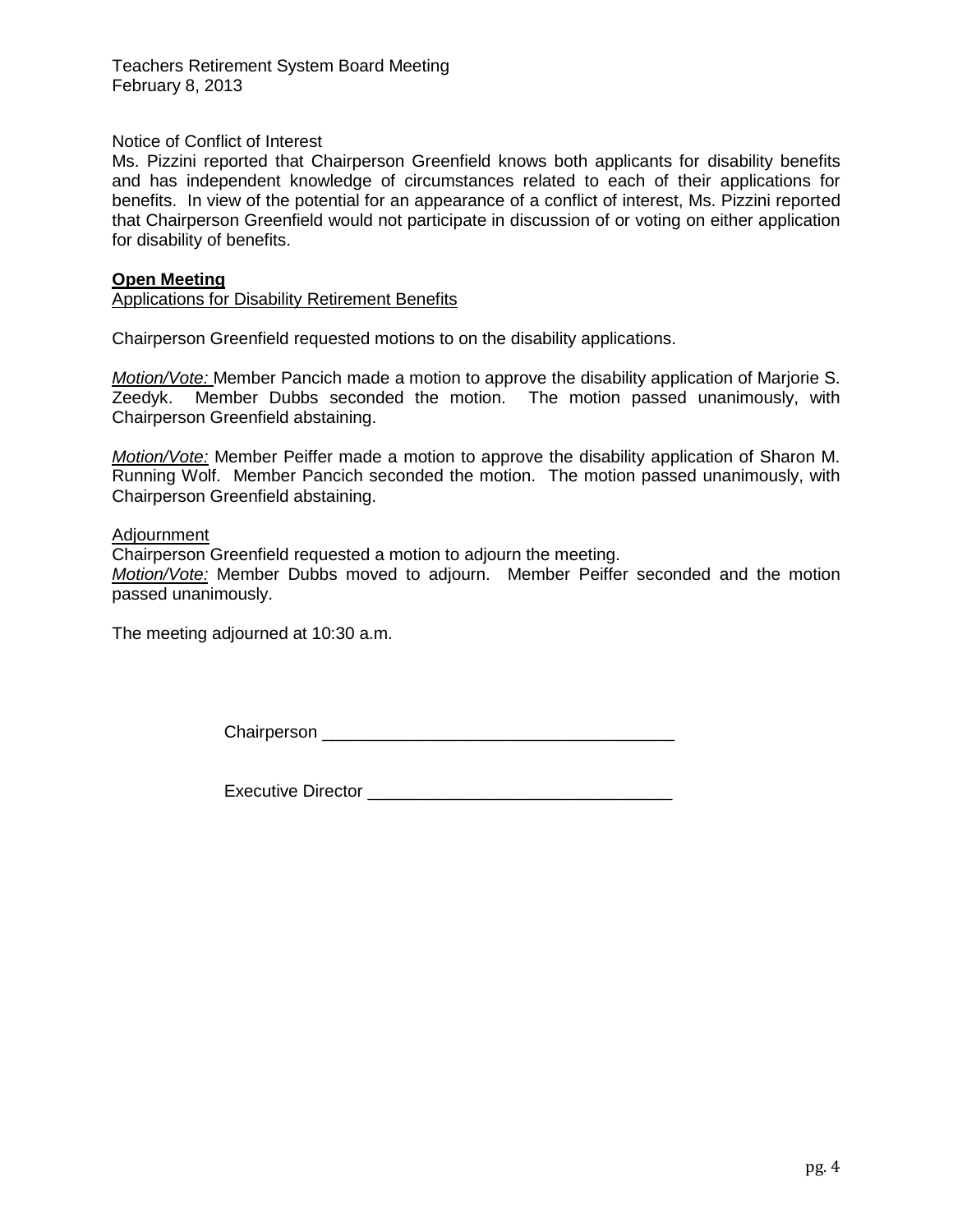Notice of Conflict of Interest

Ms. Pizzini reported that Chairperson Greenfield knows both applicants for disability benefits and has independent knowledge of circumstances related to each of their applications for benefits. In view of the potential for an appearance of a conflict of interest, Ms. Pizzini reported that Chairperson Greenfield would not participate in discussion of or voting on either application for disability of benefits.

**Open Meeting**

Applications for Disability Retirement Benefits

Chairperson Greenfield requested motions to on the disability applications.

*Motion/Vote:* Member Pancich made a motion to approve the disability application of Marjorie S. Zeedyk. Member Dubbs seconded the motion. The motion passed unanimously, with Chairperson Greenfield abstaining.

*Motion/Vote:* Member Peiffer made a motion to approve the disability application of Sharon M. Running Wolf. Member Pancich seconded the motion. The motion passed unanimously, with Chairperson Greenfield abstaining.

Adjournment

Chairperson Greenfield requested a motion to adjourn the meeting.

*Motion/Vote:* Member Dubbs moved to adjourn. Member Peiffer seconded and the motion passed unanimously.

The meeting adjourned at 10:30 a.m.

Chairperson ____________________________________

Executive Director ________________________________